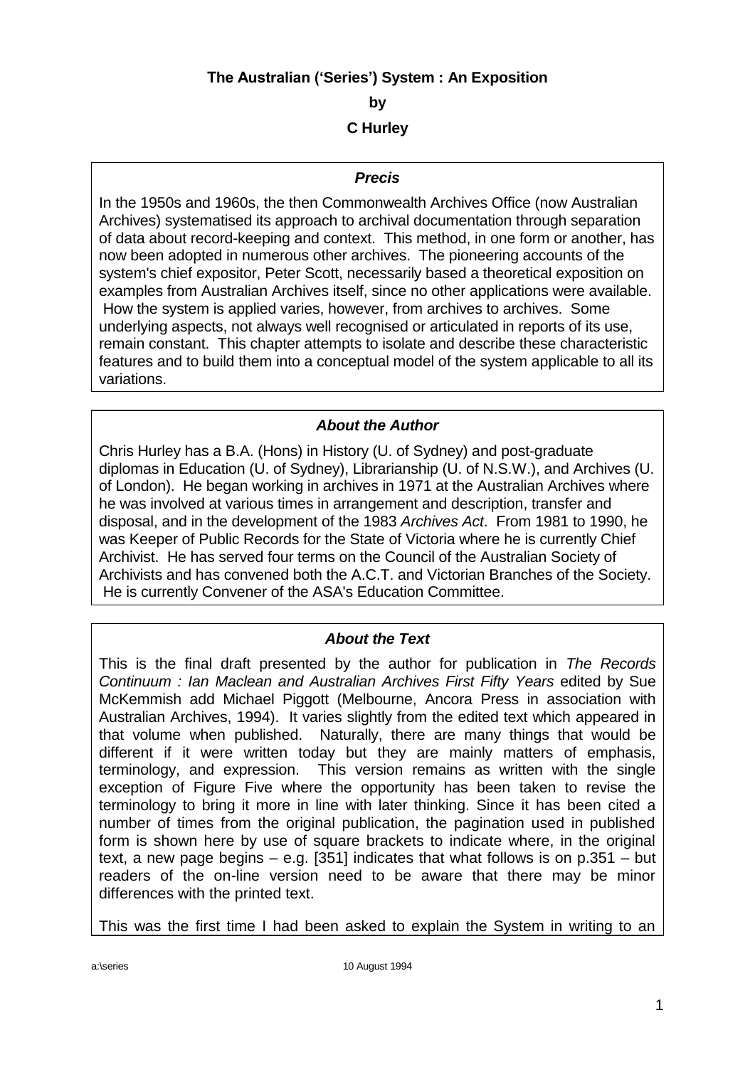**The Australian ('Series') System : An Exposition**

**by**

**C Hurley**

### *Precis*

In the 1950s and 1960s, the then Commonwealth Archives Office (now Australian Archives) systematised its approach to archival documentation through separation of data about record-keeping and context. This method, in one form or another, has now been adopted in numerous other archives. The pioneering accounts of the system's chief expositor, Peter Scott, necessarily based a theoretical exposition on examples from Australian Archives itself, since no other applications were available. How the system is applied varies, however, from archives to archives. Some underlying aspects, not always well recognised or articulated in reports of its use, remain constant. This chapter attempts to isolate and describe these characteristic features and to build them into a conceptual model of the system applicable to all its variations.

### *About the Author*

Chris Hurley has a B.A. (Hons) in History (U. of Sydney) and post-graduate diplomas in Education (U. of Sydney), Librarianship (U. of N.S.W.), and Archives (U. of London). He began working in archives in 1971 at the Australian Archives where he was involved at various times in arrangement and description, transfer and disposal, and in the development of the 1983 *Archives Act*. From 1981 to 1990, he was Keeper of Public Records for the State of Victoria where he is currently Chief Archivist. He has served four terms on the Council of the Australian Society of Archivists and has convened both the A.C.T. and Victorian Branches of the Society. He is currently Convener of the ASA's Education Committee.

### *About the Text*

This is the final draft presented by the author for publication in *The Records Continuum : Ian Maclean and Australian Archives First Fifty Years* edited by Sue McKemmish add Michael Piggott (Melbourne, Ancora Press in association with Australian Archives, 1994). It varies slightly from the edited text which appeared in that volume when published. Naturally, there are many things that would be different if it were written today but they are mainly matters of emphasis, terminology, and expression. This version remains as written with the single exception of Figure Five where the opportunity has been taken to revise the terminology to bring it more in line with later thinking. Since it has been cited a number of times from the original publication, the pagination used in published form is shown here by use of square brackets to indicate where, in the original text, a new page begins – e.g. [351] indicates that what follows is on p.351 – but readers of the on-line version need to be aware that there may be minor differences with the printed text.

This was the first time I had been asked to explain the System in writing to an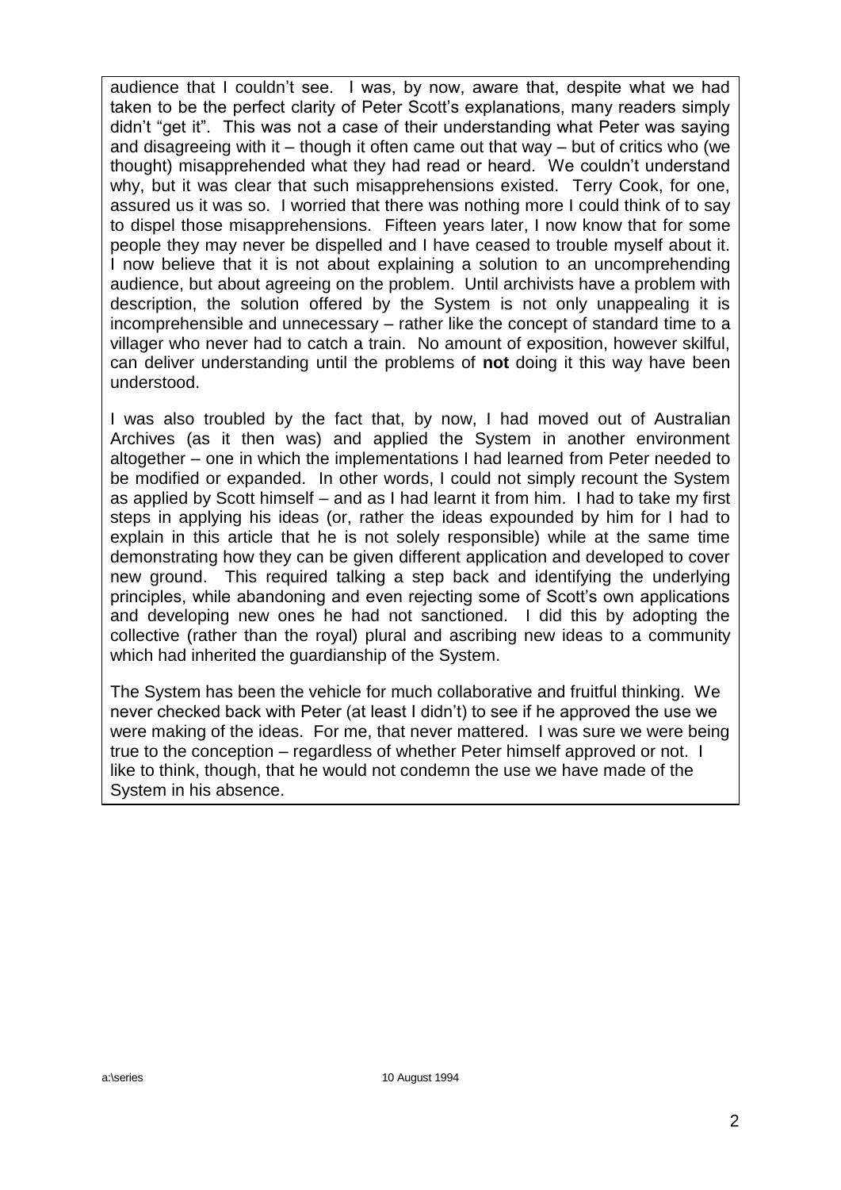audience that I couldn't see. I was, by now, aware that, despite what we had taken to be the perfect clarity of Peter Scott's explanations, many readers simply didn't "get it". This was not a case of their understanding what Peter was saying and disagreeing with it – though it often came out that way – but of critics who (we thought) misapprehended what they had read or heard. We couldn't understand why, but it was clear that such misapprehensions existed. Terry Cook, for one, assured us it was so. I worried that there was nothing more I could think of to say to dispel those misapprehensions. Fifteen years later, I now know that for some people they may never be dispelled and I have ceased to trouble myself about it. I now believe that it is not about explaining a solution to an uncomprehending audience, but about agreeing on the problem. Until archivists have a problem with description, the solution offered by the System is not only unappealing it is incomprehensible and unnecessary – rather like the concept of standard time to a villager who never had to catch a train. No amount of exposition, however skilful, can deliver understanding until the problems of **not** doing it this way have been understood.

I was also troubled by the fact that, by now, I had moved out of Australian Archives (as it then was) and applied the System in another environment altogether – one in which the implementations I had learned from Peter needed to be modified or expanded. In other words, I could not simply recount the System as applied by Scott himself – and as I had learnt it from him. I had to take my first steps in applying his ideas (or, rather the ideas expounded by him for I had to explain in this article that he is not solely responsible) while at the same time demonstrating how they can be given different application and developed to cover new ground. This required talking a step back and identifying the underlying principles, while abandoning and even rejecting some of Scott's own applications and developing new ones he had not sanctioned. I did this by adopting the collective (rather than the royal) plural and ascribing new ideas to a community which had inherited the guardianship of the System.

The System has been the vehicle for much collaborative and fruitful thinking. We never checked back with Peter (at least I didn't) to see if he approved the use we were making of the ideas. For me, that never mattered. I was sure we were being true to the conception – regardless of whether Peter himself approved or not. I like to think, though, that he would not condemn the use we have made of the System in his absence.

a:\series 10 August 1994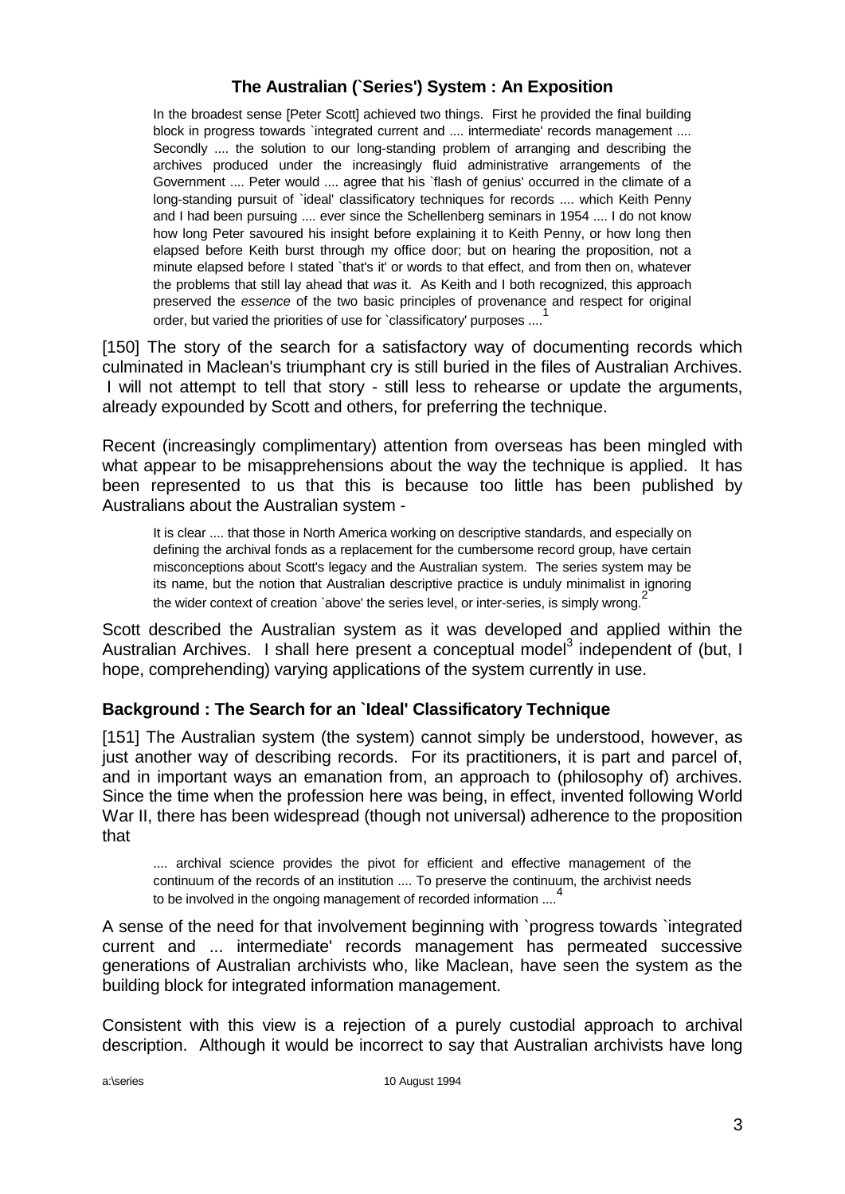## The Australian (`Series') System : An Exposition

> In the broadest sense [Peter Scott] achieved two things. First he provided the final building block in progress towards `integrated current and .... intermediate' records management .... Secondly .... the solution to our long-standing problem of arranging and describing the archives produced under the increasingly fluid administrative arrangements of the Government .... Peter would .... agree that his `flash of genius' occurred in the climate of a long-standing pursuit of `ideal' classificatory techniques for records .... which Keith Penny and I had been pursuing .... ever since the Schellenberg seminars in 1954 .... I do not know how long Peter savoured his insight before explaining it to Keith Penny, or how long then elapsed before Keith burst through my office door; but on hearing the proposition, not a minute elapsed before I stated `that's it' or words to that effect, and from then on, whatever the problems that still lay ahead that *was* it. As Keith and I both recognized, this approach preserved the *essence* of the two basic principles of provenance and respect for original order, but varied the priorities of use for `classificatory' purposes ....[1]

[150] The story of the search for a satisfactory way of documenting records which culminated in Maclean's triumphant cry is still buried in the files of Australian Archives. I will not attempt to tell that story - still less to rehearse or update the arguments, already expounded by Scott and others, for preferring the technique.

Recent (increasingly complimentary) attention from overseas has been mingled with what appear to be misapprehensions about the way the technique is applied. It has been represented to us that this is because too little has been published by Australians about the Australian system -

> It is clear .... that those in North America working on descriptive standards, and especially on defining the archival fonds as a replacement for the cumbersome record group, have certain misconceptions about Scott's legacy and the Australian system. The series system may be its name, but the notion that Australian descriptive practice is unduly minimalist in ignoring the wider context of creation `above' the series level, or inter-series, is simply wrong.[2]

Scott described the Australian system as it was developed and applied within the Australian Archives. I shall here present a conceptual model[3] independent of (but, I hope, comprehending) varying applications of the system currently in use.

### Background : The Search for an `Ideal' Classificatory Technique

[151] The Australian system (the system) cannot simply be understood, however, as just another way of describing records. For its practitioners, it is part and parcel of, and in important ways an emanation from, an approach to (philosophy of) archives. Since the time when the profession here was being, in effect, invented following World War II, there has been widespread (though not universal) adherence to the proposition that

> .... archival science provides the pivot for efficient and effective management of the continuum of the records of an institution .... To preserve the continuum, the archivist needs to be involved in the ongoing management of recorded information ....[4]

A sense of the need for that involvement beginning with `progress towards `integrated current and ... intermediate' records management has permeated successive generations of Australian archivists who, like Maclean, have seen the system as the building block for integrated information management.

Consistent with this view is a rejection of a purely custodial approach to archival description. Although it would be incorrect to say that Australian archivists have long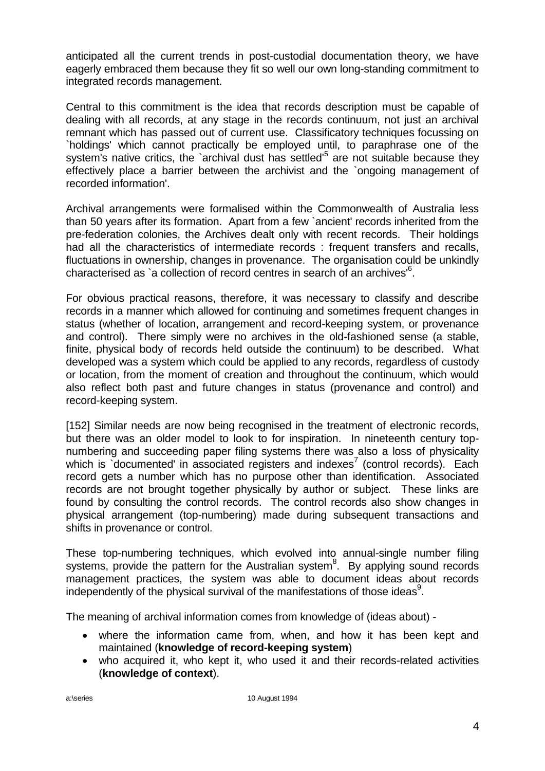anticipated all the current trends in post-custodial documentation theory, we have eagerly embraced them because they fit so well our own long-standing commitment to integrated records management.

Central to this commitment is the idea that records description must be capable of dealing with all records, at any stage in the records continuum, not just an archival remnant which has passed out of current use. Classificatory techniques focussing on `holdings' which cannot practically be employed until, to paraphrase one of the system's native critics, the `archival dust has settled'[5] are not suitable because they effectively place a barrier between the archivist and the `ongoing management of recorded information'.

Archival arrangements were formalised within the Commonwealth of Australia less than 50 years after its formation. Apart from a few `ancient' records inherited from the pre-federation colonies, the Archives dealt only with recent records. Their holdings had all the characteristics of intermediate records : frequent transfers and recalls, fluctuations in ownership, changes in provenance. The organisation could be unkindly characterised as `a collection of record centres in search of an archives'[6].

For obvious practical reasons, therefore, it was necessary to classify and describe records in a manner which allowed for continuing and sometimes frequent changes in status (whether of location, arrangement and record-keeping system, or provenance and control). There simply were no archives in the old-fashioned sense (a stable, finite, physical body of records held outside the continuum) to be described. What developed was a system which could be applied to any records, regardless of custody or location, from the moment of creation and throughout the continuum, which would also reflect both past and future changes in status (provenance and control) and record-keeping system.

[152] Similar needs are now being recognised in the treatment of electronic records, but there was an older model to look to for inspiration. In nineteenth century top-numbering and succeeding paper filing systems there was also a loss of physicality which is `documented' in associated registers and indexes[7] (control records). Each record gets a number which has no purpose other than identification. Associated records are not brought together physically by author or subject. These links are found by consulting the control records. The control records also show changes in physical arrangement (top-numbering) made during subsequent transactions and shifts in provenance or control.

These top-numbering techniques, which evolved into annual-single number filing systems, provide the pattern for the Australian system[8]. By applying sound records management practices, the system was able to document ideas about records independently of the physical survival of the manifestations of those ideas[9].

The meaning of archival information comes from knowledge of (ideas about) -

- where the information came from, when, and how it has been kept and maintained (**knowledge of record-keeping system**)
- who acquired it, who kept it, who used it and their records-related activities (**knowledge of context**).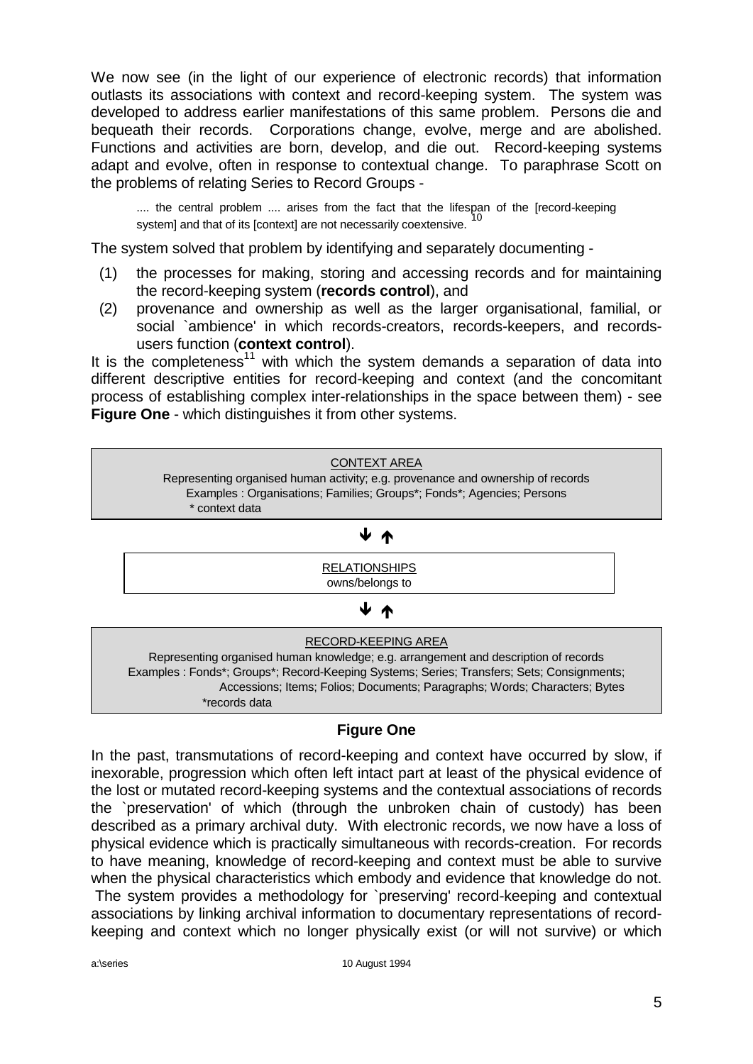We now see (in the light of our experience of electronic records) that information outlasts its associations with context and record-keeping system. The system was developed to address earlier manifestations of this same problem. Persons die and bequeath their records. Corporations change, evolve, merge and are abolished. Functions and activities are born, develop, and die out. Record-keeping systems adapt and evolve, often in response to contextual change. To paraphrase Scott on the problems of relating Series to Record Groups -

> .... the central problem .... arises from the fact that the lifespan of the [record-keeping system] and that of its [context] are not necessarily coextensive. [10]

The system solved that problem by identifying and separately documenting -

(1) the processes for making, storing and accessing records and for maintaining the record-keeping system (**records control**), and

(2) provenance and ownership as well as the larger organisational, familial, or social `ambience' in which records-creators, records-keepers, and records-users function (**context control**).

It is the completeness[11] with which the system demands a separation of data into different descriptive entities for record-keeping and context (and the concomitant process of establishing complex inter-relationships in the space between them) - see **Figure One** - which distinguishes it from other systems.

CONTEXT AREA
Representing organised human activity; e.g. provenance and ownership of records
Examples : Organisations; Families; Groups*; Fonds*; Agencies; Persons
* context data

↓ ↑

RELATIONSHIPS
owns/belongs to

↓ ↑

RECORD-KEEPING AREA
Representing organised human knowledge; e.g. arrangement and description of records
Examples : Fonds*; Groups*; Record-Keeping Systems; Series; Transfers; Sets; Consignments; Accessions; Items; Folios; Documents; Paragraphs; Words; Characters; Bytes
*records data

**Figure One**

In the past, transmutations of record-keeping and context have occurred by slow, if inexorable, progression which often left intact part at least of the physical evidence of the lost or mutated record-keeping systems and the contextual associations of records the `preservation' of which (through the unbroken chain of custody) has been described as a primary archival duty. With electronic records, we now have a loss of physical evidence which is practically simultaneous with records-creation. For records to have meaning, knowledge of record-keeping and context must be able to survive when the physical characteristics which embody and evidence that knowledge do not. The system provides a methodology for `preserving' record-keeping and contextual associations by linking archival information to documentary representations of record-keeping and context which no longer physically exist (or will not survive) or which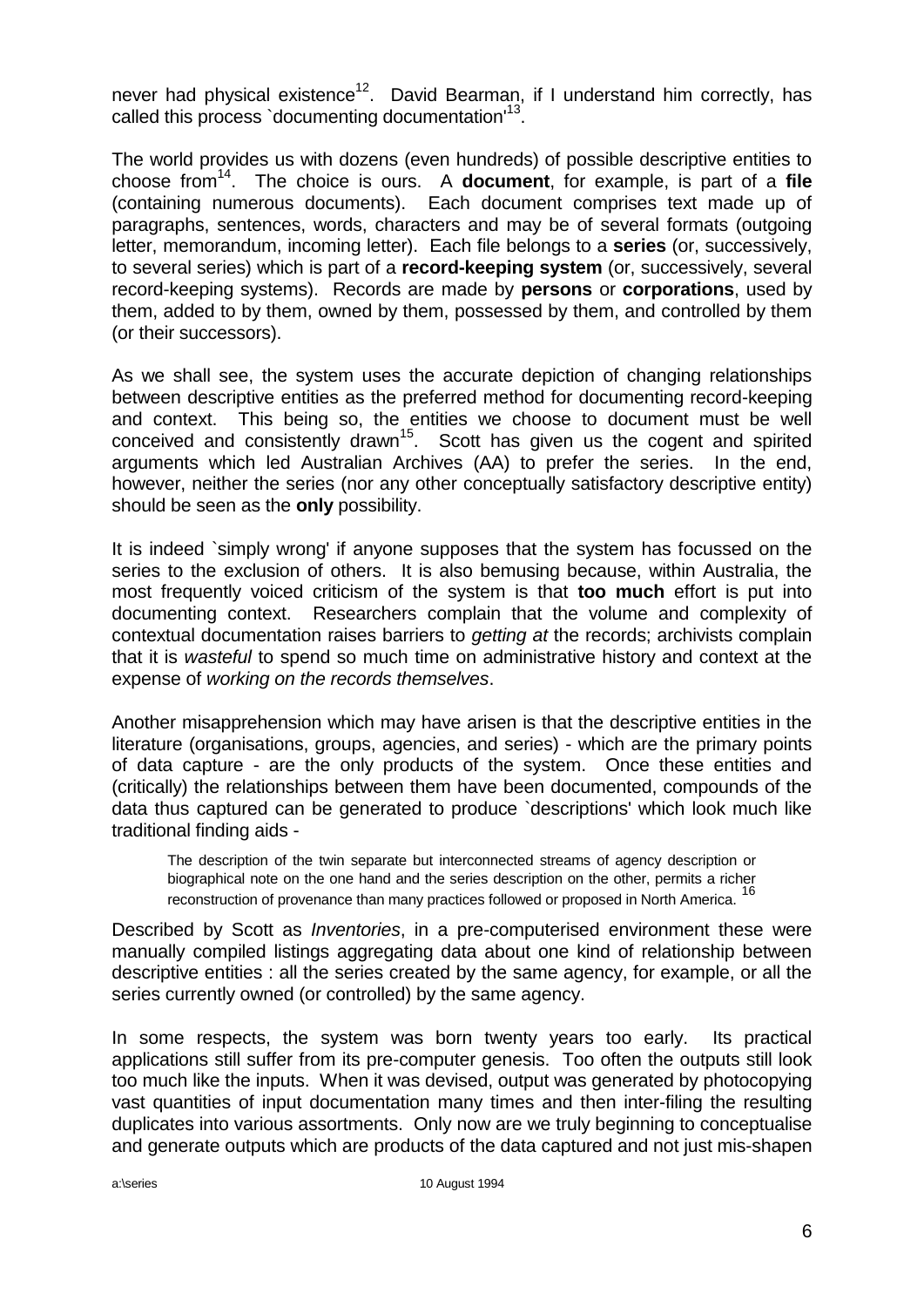never had physical existence[12]. David Bearman, if I understand him correctly, has called this process `documenting documentation'[13].

The world provides us with dozens (even hundreds) of possible descriptive entities to choose from[14]. The choice is ours. A **document**, for example, is part of a **file** (containing numerous documents). Each document comprises text made up of paragraphs, sentences, words, characters and may be of several formats (outgoing letter, memorandum, incoming letter). Each file belongs to a **series** (or, successively, to several series) which is part of a **record-keeping system** (or, successively, several record-keeping systems). Records are made by **persons** or **corporations**, used by them, added to by them, owned by them, possessed by them, and controlled by them (or their successors).

As we shall see, the system uses the accurate depiction of changing relationships between descriptive entities as the preferred method for documenting record-keeping and context. This being so, the entities we choose to document must be well conceived and consistently drawn[15]. Scott has given us the cogent and spirited arguments which led Australian Archives (AA) to prefer the series. In the end, however, neither the series (nor any other conceptually satisfactory descriptive entity) should be seen as the **only** possibility.

It is indeed `simply wrong' if anyone supposes that the system has focussed on the series to the exclusion of others. It is also bemusing because, within Australia, the most frequently voiced criticism of the system is that **too much** effort is put into documenting context. Researchers complain that the volume and complexity of contextual documentation raises barriers to *getting at* the records; archivists complain that it is *wasteful* to spend so much time on administrative history and context at the expense of *working on the records themselves*.

Another misapprehension which may have arisen is that the descriptive entities in the literature (organisations, groups, agencies, and series) - which are the primary points of data capture - are the only products of the system. Once these entities and (critically) the relationships between them have been documented, compounds of the data thus captured can be generated to produce `descriptions' which look much like traditional finding aids -

> The description of the twin separate but interconnected streams of agency description or biographical note on the one hand and the series description on the other, permits a richer reconstruction of provenance than many practices followed or proposed in North America. [16]

Described by Scott as *Inventories*, in a pre-computerised environment these were manually compiled listings aggregating data about one kind of relationship between descriptive entities : all the series created by the same agency, for example, or all the series currently owned (or controlled) by the same agency.

In some respects, the system was born twenty years too early. Its practical applications still suffer from its pre-computer genesis. Too often the outputs still look too much like the inputs. When it was devised, output was generated by photocopying vast quantities of input documentation many times and then inter-filing the resulting duplicates into various assortments. Only now are we truly beginning to conceptualise and generate outputs which are products of the data captured and not just mis-shapen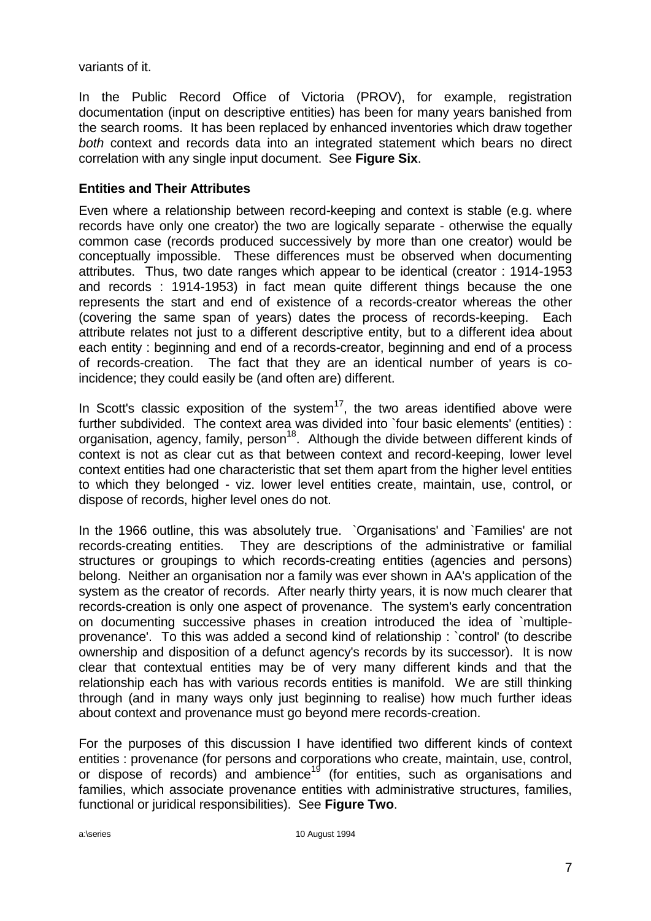variants of it.

In the Public Record Office of Victoria (PROV), for example, registration documentation (input on descriptive entities) has been for many years banished from the search rooms. It has been replaced by enhanced inventories which draw together *both* context and records data into an integrated statement which bears no direct correlation with any single input document. See **Figure Six**.

### Entities and Their Attributes

Even where a relationship between record-keeping and context is stable (e.g. where records have only one creator) the two are logically separate - otherwise the equally common case (records produced successively by more than one creator) would be conceptually impossible. These differences must be observed when documenting attributes. Thus, two date ranges which appear to be identical (creator : 1914-1953 and records : 1914-1953) in fact mean quite different things because the one represents the start and end of existence of a records-creator whereas the other (covering the same span of years) dates the process of records-keeping. Each attribute relates not just to a different descriptive entity, but to a different idea about each entity : beginning and end of a records-creator, beginning and end of a process of records-creation. The fact that they are an identical number of years is co-incidence; they could easily be (and often are) different.

In Scott's classic exposition of the system[17], the two areas identified above were further subdivided. The context area was divided into `four basic elements' (entities) : organisation, agency, family, person[18]. Although the divide between different kinds of context is not as clear cut as that between context and record-keeping, lower level context entities had one characteristic that set them apart from the higher level entities to which they belonged - viz. lower level entities create, maintain, use, control, or dispose of records, higher level ones do not.

In the 1966 outline, this was absolutely true. `Organisations' and `Families' are not records-creating entities. They are descriptions of the administrative or familial structures or groupings to which records-creating entities (agencies and persons) belong. Neither an organisation nor a family was ever shown in AA's application of the system as the creator of records. After nearly thirty years, it is now much clearer that records-creation is only one aspect of provenance. The system's early concentration on documenting successive phases in creation introduced the idea of `multiple-provenance'. To this was added a second kind of relationship : `control' (to describe ownership and disposition of a defunct agency's records by its successor). It is now clear that contextual entities may be of very many different kinds and that the relationship each has with various records entities is manifold. We are still thinking through (and in many ways only just beginning to realise) how much further ideas about context and provenance must go beyond mere records-creation.

For the purposes of this discussion I have identified two different kinds of context entities : provenance (for persons and corporations who create, maintain, use, control, or dispose of records) and ambience[19] (for entities, such as organisations and families, which associate provenance entities with administrative structures, families, functional or juridical responsibilities). See **Figure Two**.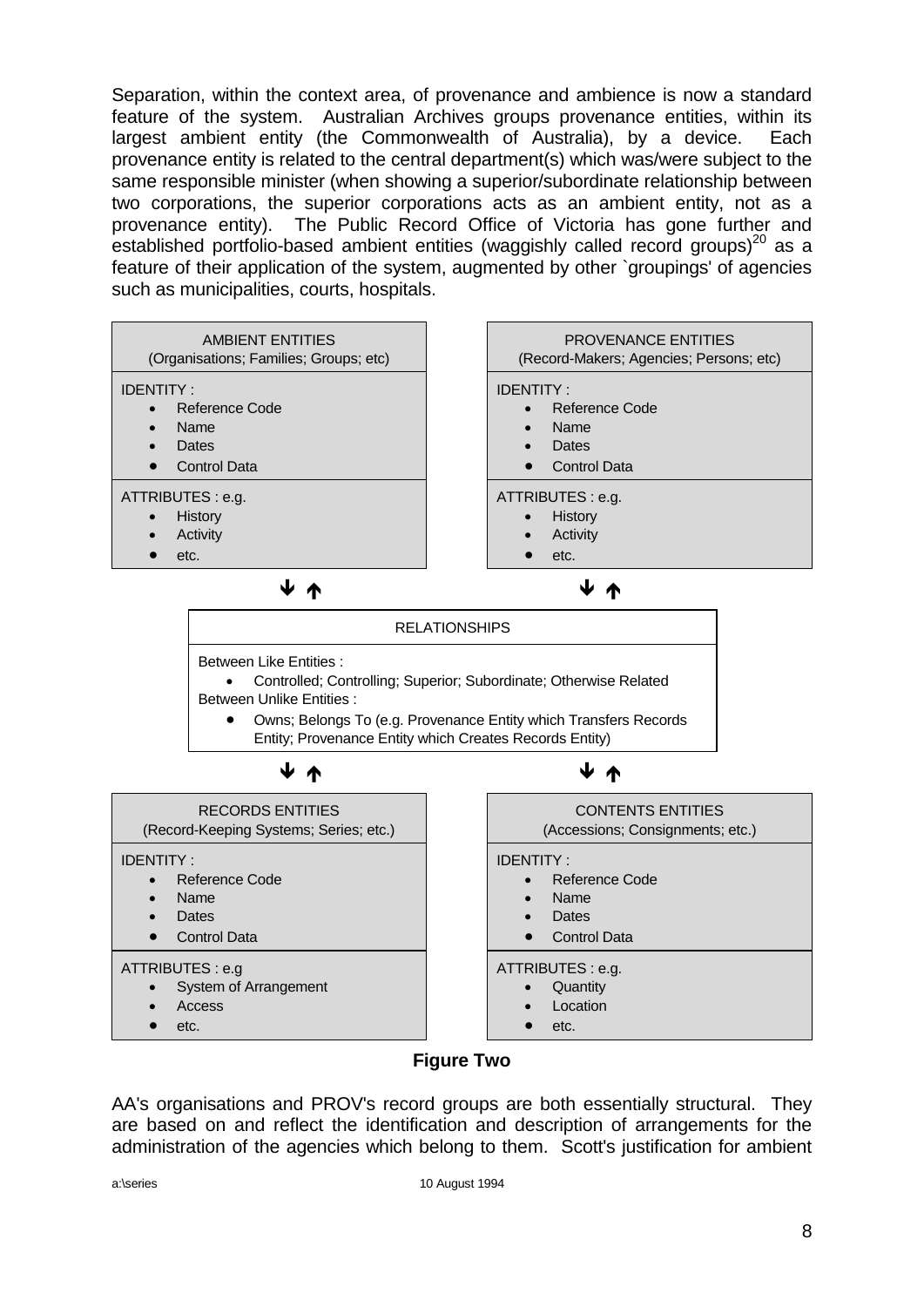Separation, within the context area, of provenance and ambience is now a standard feature of the system. Australian Archives groups provenance entities, within its largest ambient entity (the Commonwealth of Australia), by a device. Each provenance entity is related to the central department(s) which was/were subject to the same responsible minister (when showing a superior/subordinate relationship between two corporations, the superior corporations acts as an ambient entity, not as a provenance entity). The Public Record Office of Victoria has gone further and established portfolio-based ambient entities (waggishly called record groups)[20] as a feature of their application of the system, augmented by other `groupings' of agencies such as municipalities, courts, hospitals.

**AMBIENT ENTITIES**
(Organisations; Families; Groups; etc)

IDENTITY :
- Reference Code
- Name
- Dates
- Control Data

ATTRIBUTES : e.g.
- History
- Activity
- etc.

**PROVENANCE ENTITIES**
(Record-Makers; Agencies; Persons; etc)

IDENTITY :
- Reference Code
- Name
- Dates
- Control Data

ATTRIBUTES : e.g.
- History
- Activity
- etc.

↓ ↑ ↓ ↑

**RELATIONSHIPS**

Between Like Entities :
- Controlled; Controlling; Superior; Subordinate; Otherwise Related

Between Unlike Entities :
- Owns; Belongs To (e.g. Provenance Entity which Transfers Records Entity; Provenance Entity which Creates Records Entity)

↓ ↑ ↓ ↑

**RECORDS ENTITIES**
(Record-Keeping Systems; Series; etc.)

IDENTITY :
- Reference Code
- Name
- Dates
- Control Data

ATTRIBUTES : e.g
- System of Arrangement
- Access
- etc.

**CONTENTS ENTITIES**
(Accessions; Consignments; etc.)

IDENTITY :
- Reference Code
- Name
- Dates
- Control Data

ATTRIBUTES : e.g.
- Quantity
- Location
- etc.

**Figure Two**

AA's organisations and PROV's record groups are both essentially structural. They are based on and reflect the identification and description of arrangements for the administration of the agencies which belong to them. Scott's justification for ambient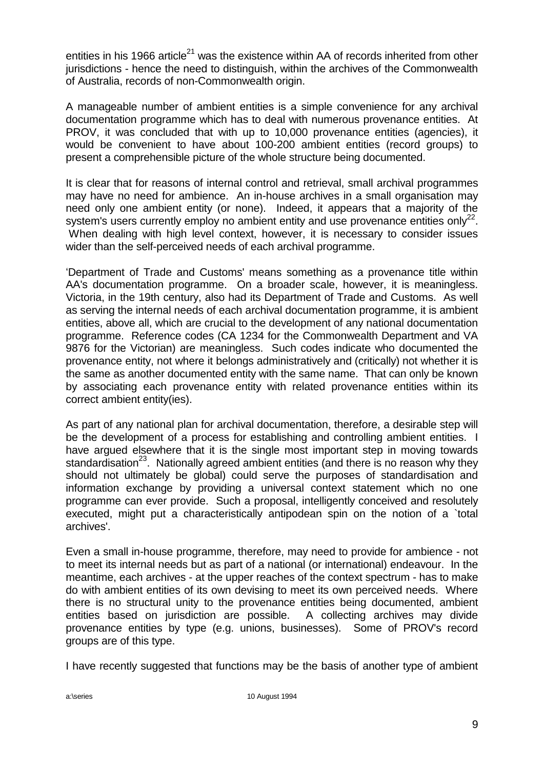entities in his 1966 article[21] was the existence within AA of records inherited from other jurisdictions - hence the need to distinguish, within the archives of the Commonwealth of Australia, records of non-Commonwealth origin.

A manageable number of ambient entities is a simple convenience for any archival documentation programme which has to deal with numerous provenance entities. At PROV, it was concluded that with up to 10,000 provenance entities (agencies), it would be convenient to have about 100-200 ambient entities (record groups) to present a comprehensible picture of the whole structure being documented.

It is clear that for reasons of internal control and retrieval, small archival programmes may have no need for ambience. An in-house archives in a small organisation may need only one ambient entity (or none). Indeed, it appears that a majority of the system's users currently employ no ambient entity and use provenance entities only[22]. When dealing with high level context, however, it is necessary to consider issues wider than the self-perceived needs of each archival programme.

'Department of Trade and Customs' means something as a provenance title within AA's documentation programme. On a broader scale, however, it is meaningless. Victoria, in the 19th century, also had its Department of Trade and Customs. As well as serving the internal needs of each archival documentation programme, it is ambient entities, above all, which are crucial to the development of any national documentation programme. Reference codes (CA 1234 for the Commonwealth Department and VA 9876 for the Victorian) are meaningless. Such codes indicate who documented the provenance entity, not where it belongs administratively and (critically) not whether it is the same as another documented entity with the same name. That can only be known by associating each provenance entity with related provenance entities within its correct ambient entity(ies).

As part of any national plan for archival documentation, therefore, a desirable step will be the development of a process for establishing and controlling ambient entities. I have argued elsewhere that it is the single most important step in moving towards standardisation[23]. Nationally agreed ambient entities (and there is no reason why they should not ultimately be global) could serve the purposes of standardisation and information exchange by providing a universal context statement which no one programme can ever provide. Such a proposal, intelligently conceived and resolutely executed, might put a characteristically antipodean spin on the notion of a `total archives'.

Even a small in-house programme, therefore, may need to provide for ambience - not to meet its internal needs but as part of a national (or international) endeavour. In the meantime, each archives - at the upper reaches of the context spectrum - has to make do with ambient entities of its own devising to meet its own perceived needs. Where there is no structural unity to the provenance entities being documented, ambient entities based on jurisdiction are possible. A collecting archives may divide provenance entities by type (e.g. unions, businesses). Some of PROV's record groups are of this type.

I have recently suggested that functions may be the basis of another type of ambient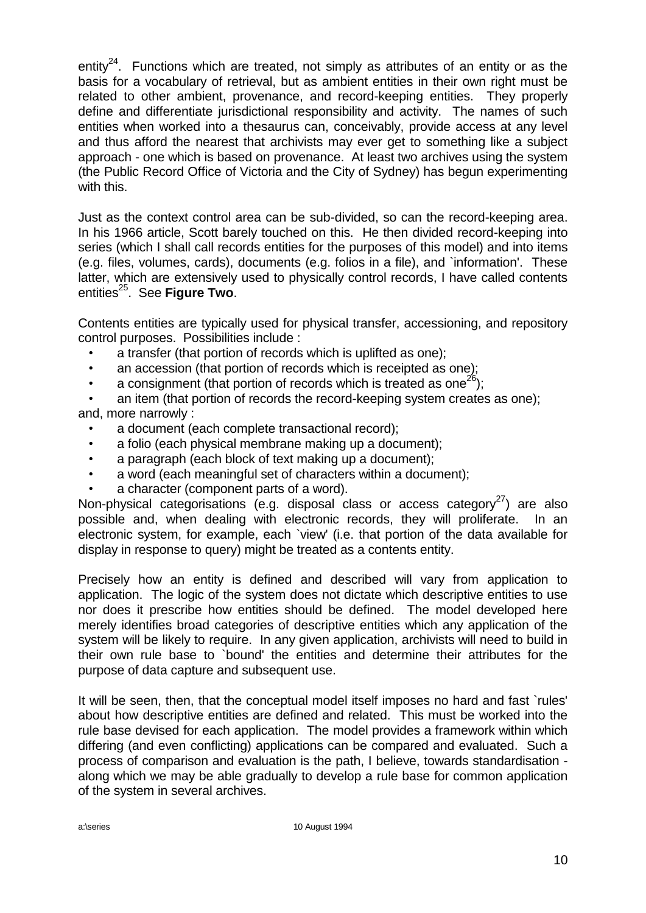entity[24]. Functions which are treated, not simply as attributes of an entity or as the basis for a vocabulary of retrieval, but as ambient entities in their own right must be related to other ambient, provenance, and record-keeping entities. They properly define and differentiate jurisdictional responsibility and activity. The names of such entities when worked into a thesaurus can, conceivably, provide access at any level and thus afford the nearest that archivists may ever get to something like a subject approach - one which is based on provenance. At least two archives using the system (the Public Record Office of Victoria and the City of Sydney) has begun experimenting with this.

Just as the context control area can be sub-divided, so can the record-keeping area. In his 1966 article, Scott barely touched on this. He then divided record-keeping into series (which I shall call records entities for the purposes of this model) and into items (e.g. files, volumes, cards), documents (e.g. folios in a file), and `information'. These latter, which are extensively used to physically control records, I have called contents entities[25]. See **Figure Two**.

Contents entities are typically used for physical transfer, accessioning, and repository control purposes. Possibilities include :

- a transfer (that portion of records which is uplifted as one);
- an accession (that portion of records which is receipted as one);
- a consignment (that portion of records which is treated as one[26]);
- an item (that portion of records the record-keeping system creates as one);

and, more narrowly :

- a document (each complete transactional record);
- a folio (each physical membrane making up a document);
- a paragraph (each block of text making up a document);
- a word (each meaningful set of characters within a document);
- a character (component parts of a word).

Non-physical categorisations (e.g. disposal class or access category[27]) are also possible and, when dealing with electronic records, they will proliferate. In an electronic system, for example, each `view' (i.e. that portion of the data available for display in response to query) might be treated as a contents entity.

Precisely how an entity is defined and described will vary from application to application. The logic of the system does not dictate which descriptive entities to use nor does it prescribe how entities should be defined. The model developed here merely identifies broad categories of descriptive entities which any application of the system will be likely to require. In any given application, archivists will need to build in their own rule base to `bound' the entities and determine their attributes for the purpose of data capture and subsequent use.

It will be seen, then, that the conceptual model itself imposes no hard and fast `rules' about how descriptive entities are defined and related. This must be worked into the rule base devised for each application. The model provides a framework within which differing (and even conflicting) applications can be compared and evaluated. Such a process of comparison and evaluation is the path, I believe, towards standardisation - along which we may be able gradually to develop a rule base for common application of the system in several archives.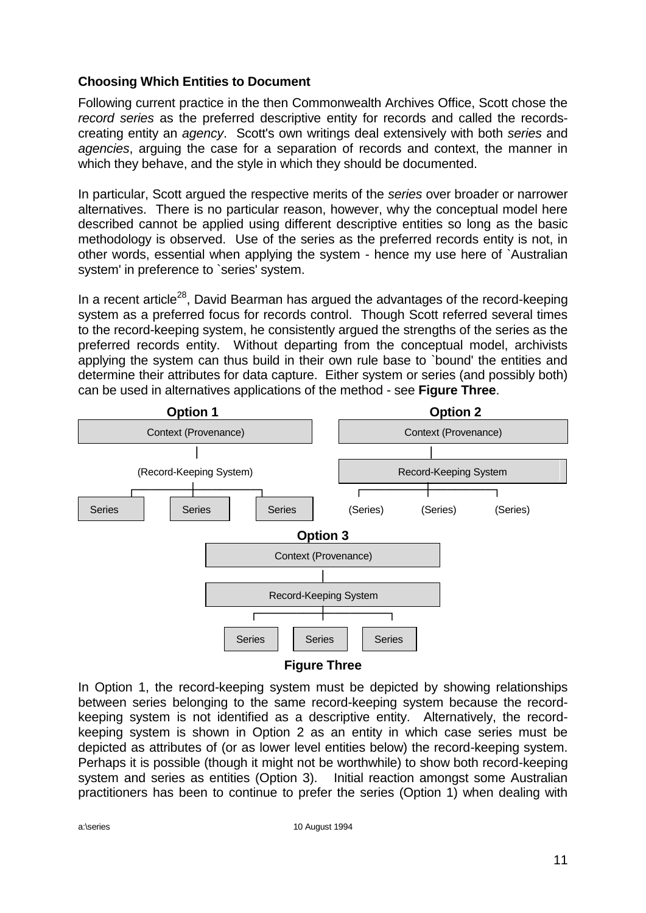### Choosing Which Entities to Document

Following current practice in the then Commonwealth Archives Office, Scott chose the *record series* as the preferred descriptive entity for records and called the records-creating entity an *agency*. Scott's own writings deal extensively with both *series* and *agencies*, arguing the case for a separation of records and context, the manner in which they behave, and the style in which they should be documented.

In particular, Scott argued the respective merits of the *series* over broader or narrower alternatives. There is no particular reason, however, why the conceptual model here described cannot be applied using different descriptive entities so long as the basic methodology is observed. Use of the series as the preferred records entity is not, in other words, essential when applying the system - hence my use here of `Australian system' in preference to `series' system.

In a recent article[28], David Bearman has argued the advantages of the record-keeping system as a preferred focus for records control. Though Scott referred several times to the record-keeping system, he consistently argued the strengths of the series as the preferred records entity. Without departing from the conceptual model, archivists applying the system can thus build in their own rule base to `bound' the entities and determine their attributes for data capture. Either system or series (and possibly both) can be used in alternatives applications of the method - see **Figure Three**.

**Option 1**

Context (Provenance)
→ (Record-Keeping System)
→ Series | Series | Series

**Option 2**

Context (Provenance)
→ Record-Keeping System
→ (Series) | (Series) | (Series)

**Option 3**

Context (Provenance)
→ Record-Keeping System
→ Series | Series | Series

**Figure Three**

In Option 1, the record-keeping system must be depicted by showing relationships between series belonging to the same record-keeping system because the record-keeping system is not identified as a descriptive entity. Alternatively, the record-keeping system is shown in Option 2 as an entity in which case series must be depicted as attributes of (or as lower level entities below) the record-keeping system. Perhaps it is possible (though it might not be worthwhile) to show both record-keeping system and series as entities (Option 3). Initial reaction amongst some Australian practitioners has been to continue to prefer the series (Option 1) when dealing with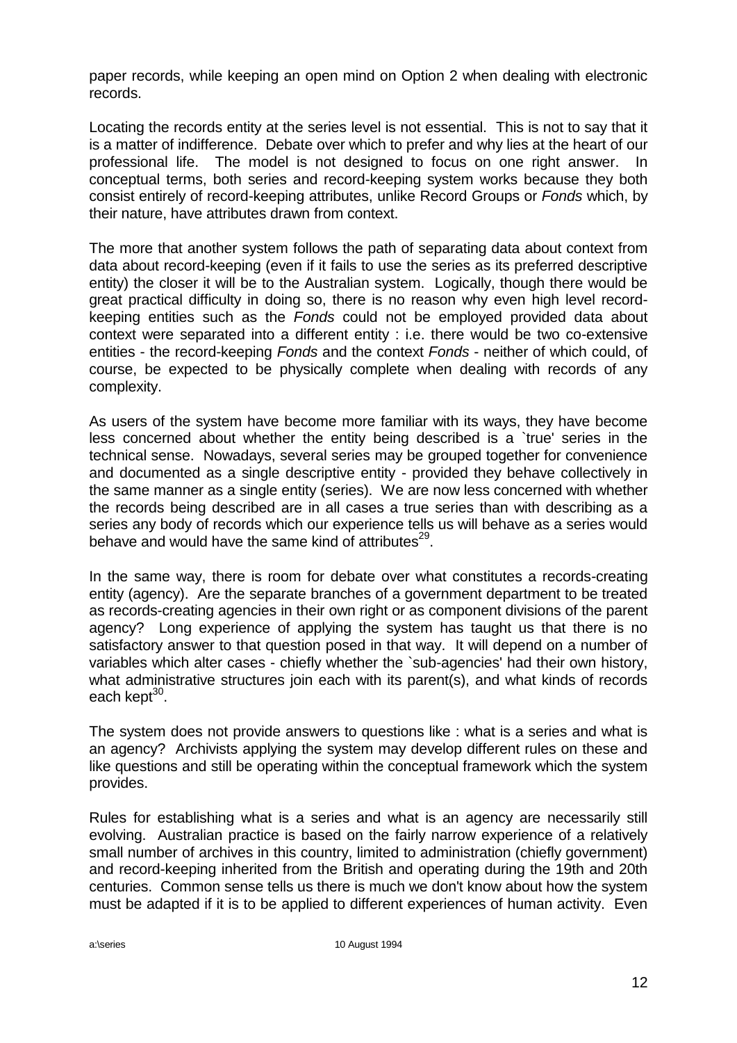paper records, while keeping an open mind on Option 2 when dealing with electronic records.

Locating the records entity at the series level is not essential. This is not to say that it is a matter of indifference. Debate over which to prefer and why lies at the heart of our professional life. The model is not designed to focus on one right answer. In conceptual terms, both series and record-keeping system works because they both consist entirely of record-keeping attributes, unlike Record Groups or *Fonds* which, by their nature, have attributes drawn from context.

The more that another system follows the path of separating data about context from data about record-keeping (even if it fails to use the series as its preferred descriptive entity) the closer it will be to the Australian system. Logically, though there would be great practical difficulty in doing so, there is no reason why even high level record-keeping entities such as the *Fonds* could not be employed provided data about context were separated into a different entity : i.e. there would be two co-extensive entities - the record-keeping *Fonds* and the context *Fonds* - neither of which could, of course, be expected to be physically complete when dealing with records of any complexity.

As users of the system have become more familiar with its ways, they have become less concerned about whether the entity being described is a `true' series in the technical sense. Nowadays, several series may be grouped together for convenience and documented as a single descriptive entity - provided they behave collectively in the same manner as a single entity (series). We are now less concerned with whether the records being described are in all cases a true series than with describing as a series any body of records which our experience tells us will behave as a series would behave and would have the same kind of attributes[29].

In the same way, there is room for debate over what constitutes a records-creating entity (agency). Are the separate branches of a government department to be treated as records-creating agencies in their own right or as component divisions of the parent agency? Long experience of applying the system has taught us that there is no satisfactory answer to that question posed in that way. It will depend on a number of variables which alter cases - chiefly whether the `sub-agencies' had their own history, what administrative structures join each with its parent(s), and what kinds of records each kept[30].

The system does not provide answers to questions like : what is a series and what is an agency? Archivists applying the system may develop different rules on these and like questions and still be operating within the conceptual framework which the system provides.

Rules for establishing what is a series and what is an agency are necessarily still evolving. Australian practice is based on the fairly narrow experience of a relatively small number of archives in this country, limited to administration (chiefly government) and record-keeping inherited from the British and operating during the 19th and 20th centuries. Common sense tells us there is much we don't know about how the system must be adapted if it is to be applied to different experiences of human activity. Even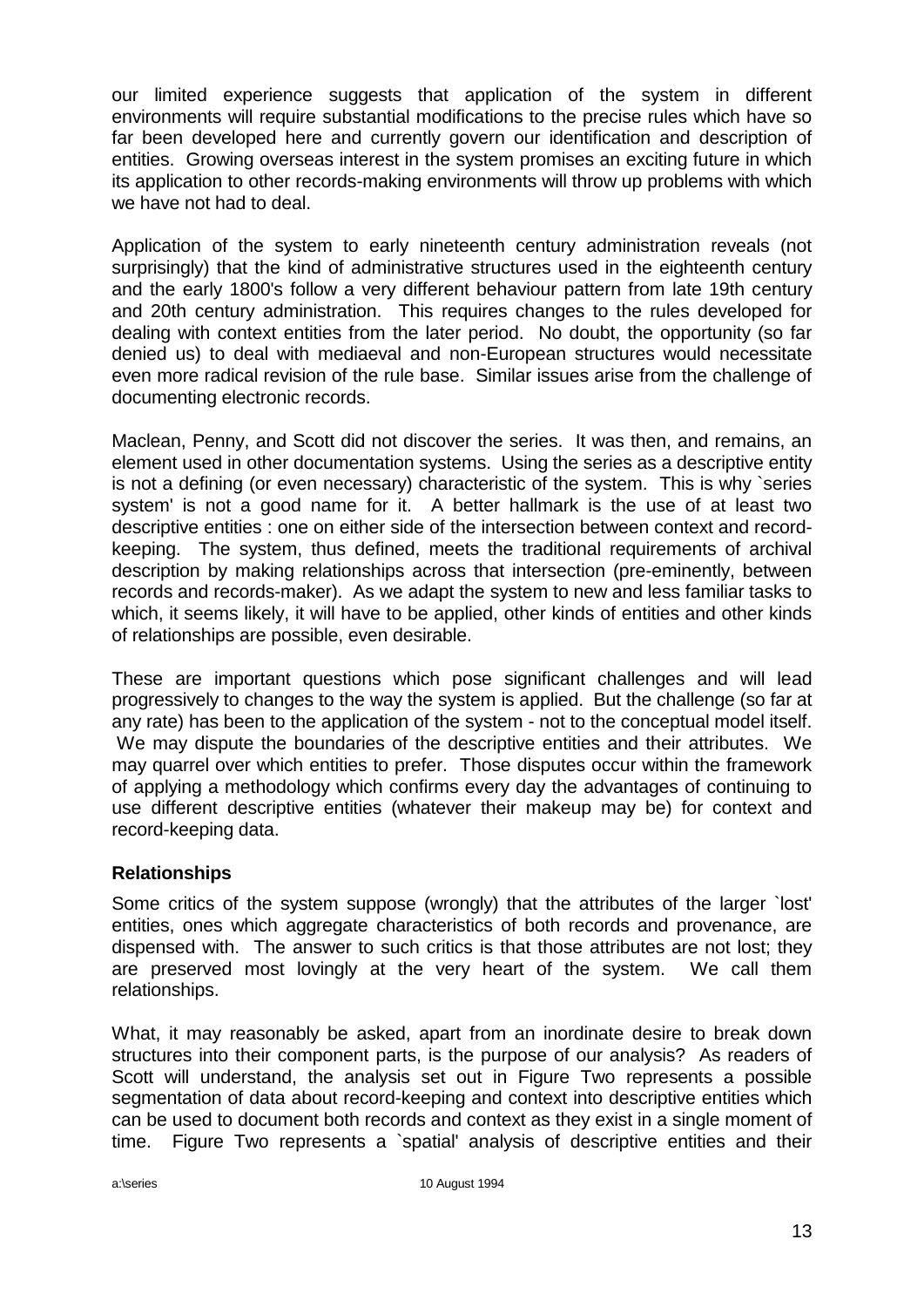our limited experience suggests that application of the system in different environments will require substantial modifications to the precise rules which have so far been developed here and currently govern our identification and description of entities. Growing overseas interest in the system promises an exciting future in which its application to other records-making environments will throw up problems with which we have not had to deal.

Application of the system to early nineteenth century administration reveals (not surprisingly) that the kind of administrative structures used in the eighteenth century and the early 1800's follow a very different behaviour pattern from late 19th century and 20th century administration. This requires changes to the rules developed for dealing with context entities from the later period. No doubt, the opportunity (so far denied us) to deal with mediaeval and non-European structures would necessitate even more radical revision of the rule base. Similar issues arise from the challenge of documenting electronic records.

Maclean, Penny, and Scott did not discover the series. It was then, and remains, an element used in other documentation systems. Using the series as a descriptive entity is not a defining (or even necessary) characteristic of the system. This is why `series system' is not a good name for it. A better hallmark is the use of at least two descriptive entities : one on either side of the intersection between context and record-keeping. The system, thus defined, meets the traditional requirements of archival description by making relationships across that intersection (pre-eminently, between records and records-maker). As we adapt the system to new and less familiar tasks to which, it seems likely, it will have to be applied, other kinds of entities and other kinds of relationships are possible, even desirable.

These are important questions which pose significant challenges and will lead progressively to changes to the way the system is applied. But the challenge (so far at any rate) has been to the application of the system - not to the conceptual model itself. We may dispute the boundaries of the descriptive entities and their attributes. We may quarrel over which entities to prefer. Those disputes occur within the framework of applying a methodology which confirms every day the advantages of continuing to use different descriptive entities (whatever their makeup may be) for context and record-keeping data.

## Relationships

Some critics of the system suppose (wrongly) that the attributes of the larger `lost' entities, ones which aggregate characteristics of both records and provenance, are dispensed with. The answer to such critics is that those attributes are not lost; they are preserved most lovingly at the very heart of the system. We call them relationships.

What, it may reasonably be asked, apart from an inordinate desire to break down structures into their component parts, is the purpose of our analysis? As readers of Scott will understand, the analysis set out in Figure Two represents a possible segmentation of data about record-keeping and context into descriptive entities which can be used to document both records and context as they exist in a single moment of time. Figure Two represents a `spatial' analysis of descriptive entities and their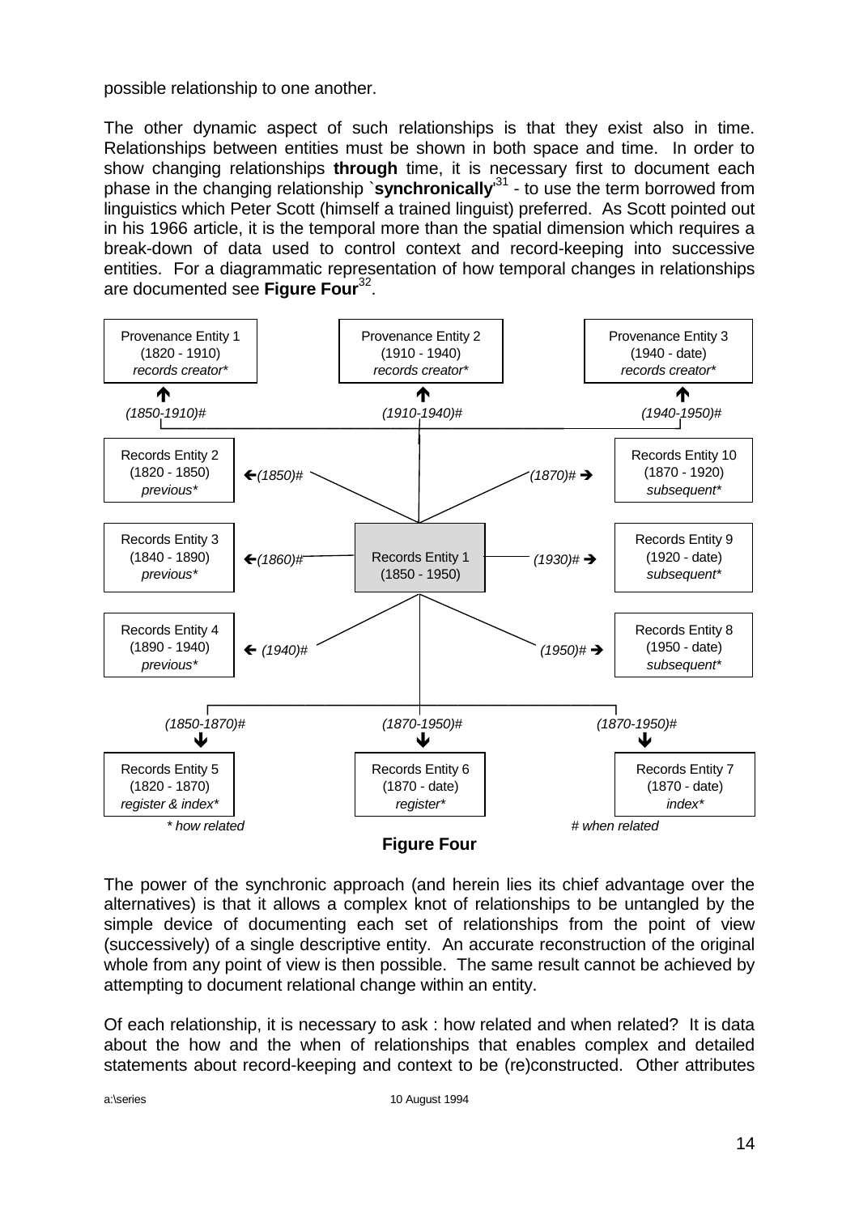possible relationship to one another.

The other dynamic aspect of such relationships is that they exist also in time. Relationships between entities must be shown in both space and time. In order to show changing relationships **through** time, it is necessary first to document each phase in the changing relationship `**synchronically**'[31] - to use the term borrowed from linguistics which Peter Scott (himself a trained linguist) preferred. As Scott pointed out in his 1966 article, it is the temporal more than the spatial dimension which requires a break-down of data used to control context and record-keeping into successive entities. For a diagrammatic representation of how temporal changes in relationships are documented see **Figure Four**[32].

Provenance Entity 1 (1820 - 1910) *records creator** — *(1850-1910)#*

Provenance Entity 2 (1910 - 1940) *records creator** — *(1910-1940)#*

Provenance Entity 3 (1940 - date) *records creator** — *(1940-1950)#*

Records Entity 2 (1820 - 1850) *previous** ← *(1850)#*

Records Entity 3 (1840 - 1890) *previous** ← *(1860)#*

Records Entity 4 (1890 - 1940) *previous** ← *(1940)#*

Records Entity 1 (1850 - 1950)

*(1870)#* → Records Entity 10 (1870 - 1920) *subsequent**

*(1930)#* → Records Entity 9 (1920 - date) *subsequent**

*(1950)#* → Records Entity 8 (1950 - date) *subsequent**

*(1850-1870)#* → Records Entity 5 (1820 - 1870) *register & index**

*(1870-1950)#* → Records Entity 6 (1870 - date) *register**

*(1870-1950)#* → Records Entity 7 (1870 - date) *index**

*\* how related* &nbsp;&nbsp;&nbsp;&nbsp; *# when related*

**Figure Four**

The power of the synchronic approach (and herein lies its chief advantage over the alternatives) is that it allows a complex knot of relationships to be untangled by the simple device of documenting each set of relationships from the point of view (successively) of a single descriptive entity. An accurate reconstruction of the original whole from any point of view is then possible. The same result cannot be achieved by attempting to document relational change within an entity.

Of each relationship, it is necessary to ask : how related and when related? It is data about the how and the when of relationships that enables complex and detailed statements about record-keeping and context to be (re)constructed. Other attributes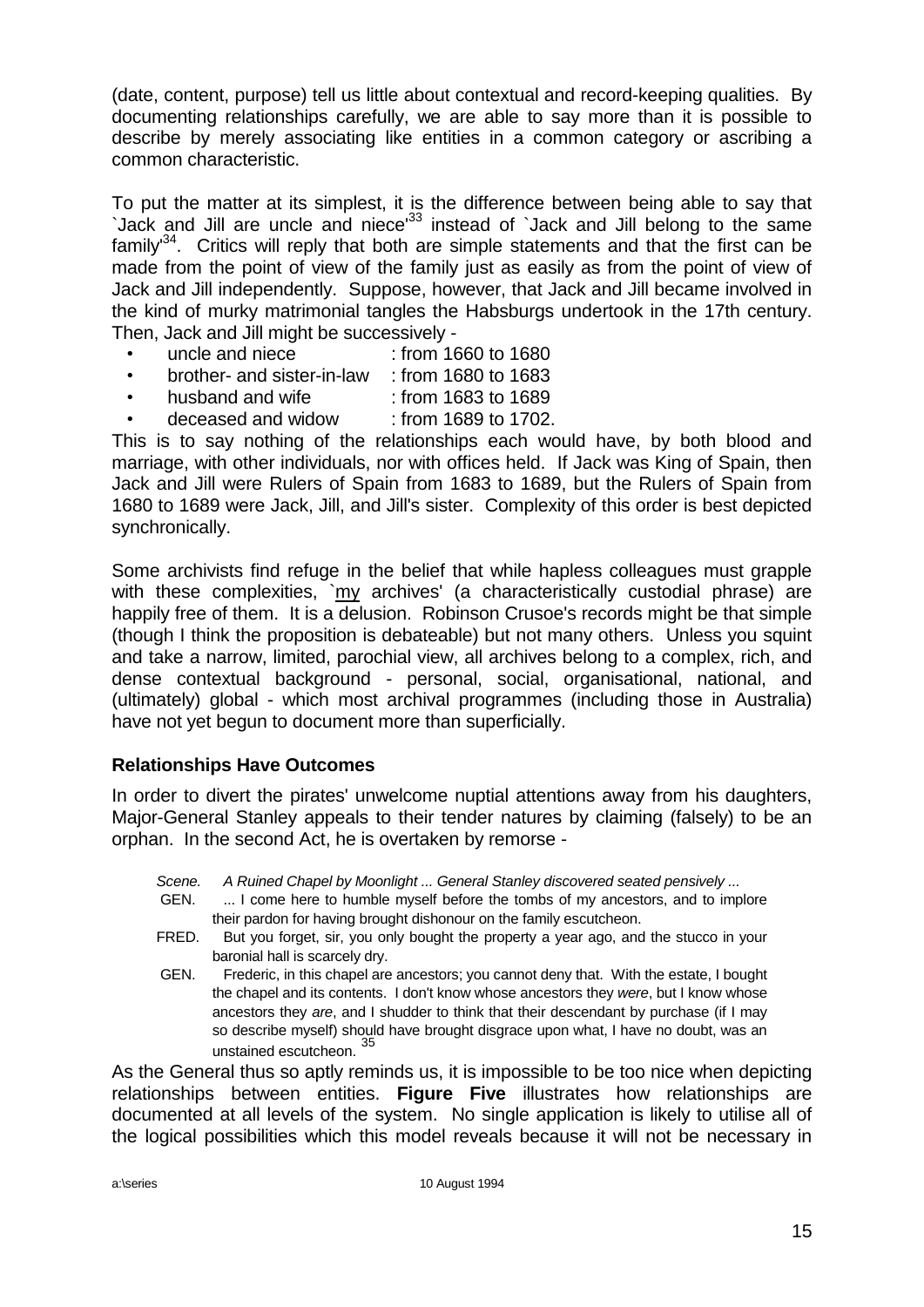(date, content, purpose) tell us little about contextual and record-keeping qualities. By documenting relationships carefully, we are able to say more than it is possible to describe by merely associating like entities in a common category or ascribing a common characteristic.

To put the matter at its simplest, it is the difference between being able to say that `Jack and Jill are uncle and niece'[33] instead of `Jack and Jill belong to the same family'[34]. Critics will reply that both are simple statements and that the first can be made from the point of view of the family just as easily as from the point of view of Jack and Jill independently. Suppose, however, that Jack and Jill became involved in the kind of murky matrimonial tangles the Habsburgs undertook in the 17th century. Then, Jack and Jill might be successively -

- uncle and niece : from 1660 to 1680
- brother- and sister-in-law : from 1680 to 1683
- husband and wife : from 1683 to 1689
- deceased and widow : from 1689 to 1702.

This is to say nothing of the relationships each would have, by both blood and marriage, with other individuals, nor with offices held. If Jack was King of Spain, then Jack and Jill were Rulers of Spain from 1683 to 1689, but the Rulers of Spain from 1680 to 1689 were Jack, Jill, and Jill's sister. Complexity of this order is best depicted synchronically.

Some archivists find refuge in the belief that while hapless colleagues must grapple with these complexities, `my archives' (a characteristically custodial phrase) are happily free of them. It is a delusion. Robinson Crusoe's records might be that simple (though I think the proposition is debateable) but not many others. Unless you squint and take a narrow, limited, parochial view, all archives belong to a complex, rich, and dense contextual background - personal, social, organisational, national, and (ultimately) global - which most archival programmes (including those in Australia) have not yet begun to document more than superficially.

**Relationships Have Outcomes**

In order to divert the pirates' unwelcome nuptial attentions away from his daughters, Major-General Stanley appeals to their tender natures by claiming (falsely) to be an orphan. In the second Act, he is overtaken by remorse -

> *Scene. A Ruined Chapel by Moonlight ... General Stanley discovered seated pensively ...*
>
> GEN. ... I come here to humble myself before the tombs of my ancestors, and to implore their pardon for having brought dishonour on the family escutcheon.
>
> FRED. But you forget, sir, you only bought the property a year ago, and the stucco in your baronial hall is scarcely dry.
>
> GEN. Frederic, in this chapel are ancestors; you cannot deny that. With the estate, I bought the chapel and its contents. I don't know whose ancestors they *were*, but I know whose ancestors they *are*, and I shudder to think that their descendant by purchase (if I may so describe myself) should have brought disgrace upon what, I have no doubt, was an unstained escutcheon. [35]

As the General thus so aptly reminds us, it is impossible to be too nice when depicting relationships between entities. **Figure Five** illustrates how relationships are documented at all levels of the system. No single application is likely to utilise all of the logical possibilities which this model reveals because it will not be necessary in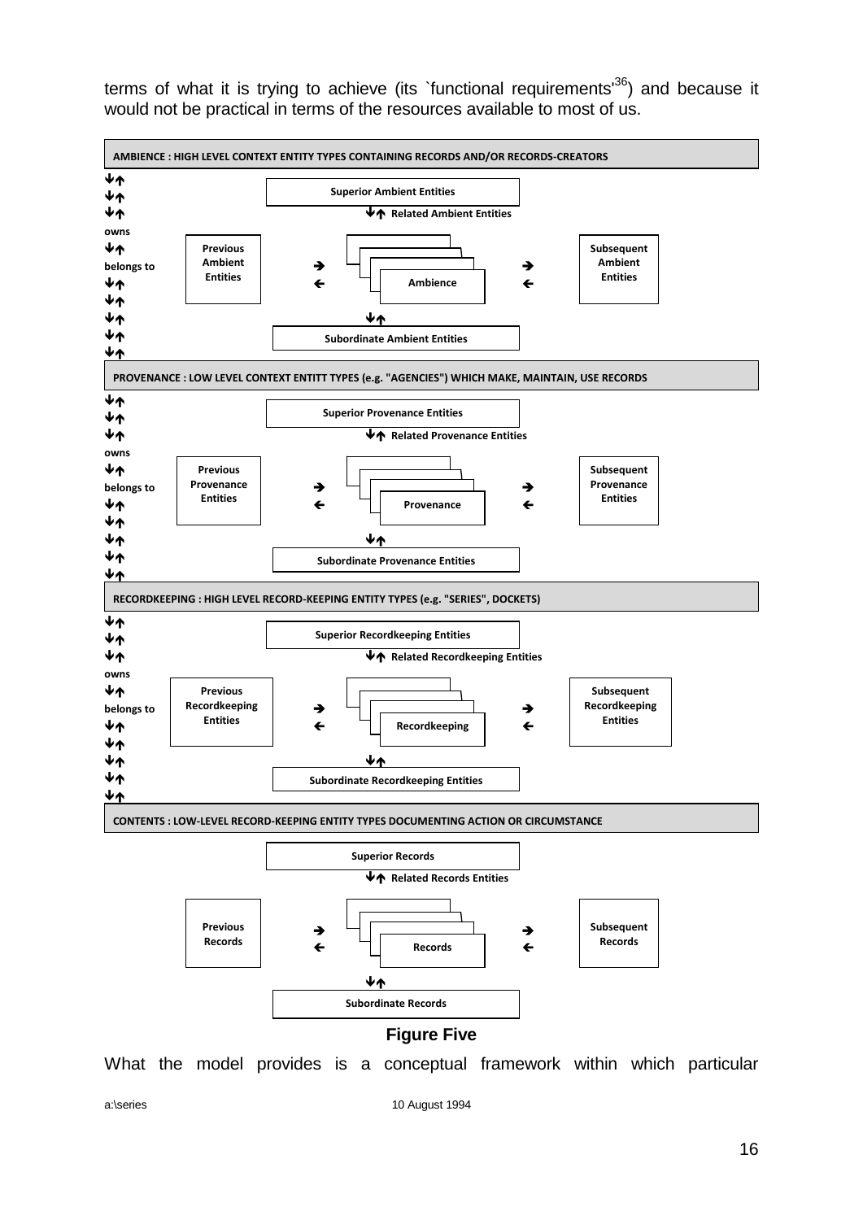terms of what it is trying to achieve (its `functional requirements'[36]) and because it would not be practical in terms of the resources available to most of us.

**AMBIENCE : HIGH LEVEL CONTEXT ENTITY TYPES CONTAINING RECORDS AND/OR RECORDS-CREATORS**

- Superior Ambient Entities
- ↓↑ Related Ambient Entities
- Previous Ambient Entities → ← Ambience → ← Subsequent Ambient Entities
- ↓↑
- Subordinate Ambient Entities

↓↑ owns ↓↑ belongs to ↓↑

**PROVENANCE : LOW LEVEL CONTEXT ENTITT TYPES (e.g. "AGENCIES") WHICH MAKE, MAINTAIN, USE RECORDS**

- Superior Provenance Entities
- ↓↑ Related Provenance Entities
- Previous Provenance Entities → ← Provenance → ← Subsequent Provenance Entities
- ↓↑
- Subordinate Provenance Entities

↓↑ owns ↓↑ belongs to ↓↑

**RECORDKEEPING : HIGH LEVEL RECORD-KEEPING ENTITY TYPES (e.g. "SERIES", DOCKETS)**

- Superior Recordkeeping Entities
- ↓↑ Related Recordkeeping Entities
- Previous Recordkeeping Entities → ← Recordkeeping → ← Subsequent Recordkeeping Entities
- ↓↑
- Subordinate Recordkeeping Entities

↓↑ owns ↓↑ belongs to ↓↑

**CONTENTS : LOW-LEVEL RECORD-KEEPING ENTITY TYPES DOCUMENTING ACTION OR CIRCUMSTANCE**

- Superior Records
- ↓↑ Related Records Entities
- Previous Records → ← Records → ← Subsequent Records
- ↓↑
- Subordinate Records

**Figure Five**

What the model provides is a conceptual framework within which particular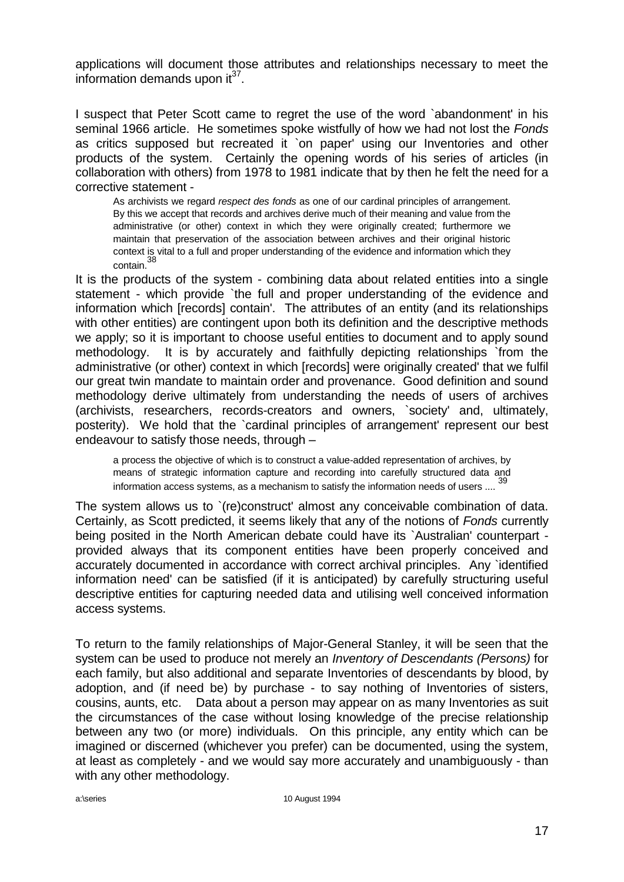applications will document those attributes and relationships necessary to meet the information demands upon it[37].

I suspect that Peter Scott came to regret the use of the word `abandonment' in his seminal 1966 article. He sometimes spoke wistfully of how we had not lost the *Fonds* as critics supposed but recreated it `on paper' using our Inventories and other products of the system. Certainly the opening words of his series of articles (in collaboration with others) from 1978 to 1981 indicate that by then he felt the need for a corrective statement -

> As archivists we regard *respect des fonds* as one of our cardinal principles of arrangement. By this we accept that records and archives derive much of their meaning and value from the administrative (or other) context in which they were originally created; furthermore we maintain that preservation of the association between archives and their original historic context is vital to a full and proper understanding of the evidence and information which they contain.[38]

It is the products of the system - combining data about related entities into a single statement - which provide `the full and proper understanding of the evidence and information which [records] contain'. The attributes of an entity (and its relationships with other entities) are contingent upon both its definition and the descriptive methods we apply; so it is important to choose useful entities to document and to apply sound methodology. It is by accurately and faithfully depicting relationships `from the administrative (or other) context in which [records] were originally created' that we fulfil our great twin mandate to maintain order and provenance. Good definition and sound methodology derive ultimately from understanding the needs of users of archives (archivists, researchers, records-creators and owners, `society' and, ultimately, posterity). We hold that the `cardinal principles of arrangement' represent our best endeavour to satisfy those needs, through –

> a process the objective of which is to construct a value-added representation of archives, by means of strategic information capture and recording into carefully structured data and information access systems, as a mechanism to satisfy the information needs of users ....[39]

The system allows us to `(re)construct' almost any conceivable combination of data. Certainly, as Scott predicted, it seems likely that any of the notions of *Fonds* currently being posited in the North American debate could have its `Australian' counterpart - provided always that its component entities have been properly conceived and accurately documented in accordance with correct archival principles. Any `identified information need' can be satisfied (if it is anticipated) by carefully structuring useful descriptive entities for capturing needed data and utilising well conceived information access systems.

To return to the family relationships of Major-General Stanley, it will be seen that the system can be used to produce not merely an *Inventory of Descendants (Persons)* for each family, but also additional and separate Inventories of descendants by blood, by adoption, and (if need be) by purchase - to say nothing of Inventories of sisters, cousins, aunts, etc. Data about a person may appear on as many Inventories as suit the circumstances of the case without losing knowledge of the precise relationship between any two (or more) individuals. On this principle, any entity which can be imagined or discerned (whichever you prefer) can be documented, using the system, at least as completely - and we would say more accurately and unambiguously - than with any other methodology.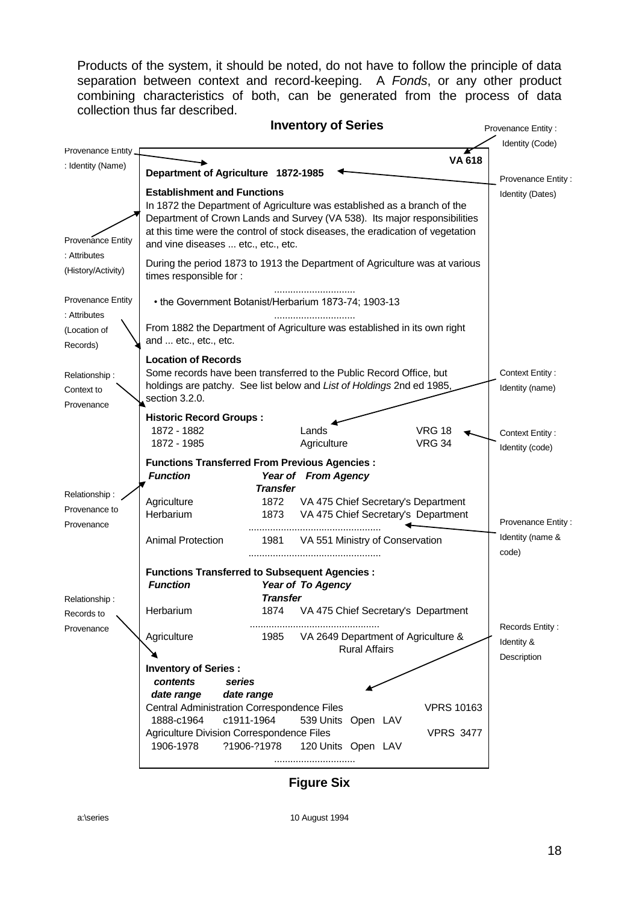Products of the system, it should be noted, do not have to follow the principle of data separation between context and record-keeping. A *Fonds*, or any other product combining characteristics of both, can be generated from the process of data collection thus far described.

## Inventory of Series

Provenance Entity : Identity (Code)

Provenance Entity : Identity (Name)

**VA 618**

**Department of Agriculture 1872-1985**

Provenance Entity : Identity (Dates)

**Establishment and Functions**

In 1872 the Department of Agriculture was established as a branch of the Department of Crown Lands and Survey (VA 538). Its major responsibilities at this time were the control of stock diseases, the eradication of vegetation and vine diseases ... etc., etc., etc.

Provenance Entity : Attributes (History/Activity)

During the period 1873 to 1913 the Department of Agriculture was at various times responsible for :

..............................

- the Government Botanist/Herbarium 1873-74; 1903-13

..............................

Provenance Entity : Attributes (Location of Records)

From 1882 the Department of Agriculture was established in its own right and ... etc., etc., etc.

**Location of Records**

Some records have been transferred to the Public Record Office, but holdings are patchy. See list below and *List of Holdings* 2nd ed 1985, section 3.2.0.

Relationship : Context to Provenance

Context Entity : Identity (name)

**Historic Record Groups :**

| | | |
|---|---|---|
| 1872 - 1882 | Lands | VRG 18 |
| 1872 - 1985 | Agriculture | VRG 34 |

Context Entity : Identity (code)

**Functions Transferred From Previous Agencies :**

| ***Function*** | ***Year of Transfer*** | ***From Agency*** |
|---|---|---|
| Agriculture | 1872 | VA 475 Chief Secretary's Department |
| Herbarium | 1873 | VA 475 Chief Secretary's Department |
| ................................................. | | |
| Animal Protection | 1981 | VA 551 Ministry of Conservation |
| ................................................. | | |

Relationship : Provenance to Provenance

Provenance Entity : Identity (name & code)

**Functions Transferred to Subsequent Agencies :**

| ***Function*** | ***Year of Transfer*** | ***To Agency*** |
|---|---|---|
| Herbarium | 1874 | VA 475 Chief Secretary's Department |
| ................................................ | | |
| Agriculture | 1985 | VA 2649 Department of Agriculture & Rural Affairs |

Relationship : Records to Provenance

Records Entity : Identity & Description

**Inventory of Series :**

| ***contents date range*** | ***series date range*** | | |
|---|---|---|---|
| Central Administration Correspondence Files | | | VPRS 10163 |
| 1888-c1964 | c1911-1964 | 539 Units Open LAV | |
| Agriculture Division Correspondence Files | | | VPRS 3477 |
| 1906-1978 | ?1906-?1978 | 120 Units Open LAV | |
| .............................. | | | |

**Figure Six**

a:\series 10 August 1994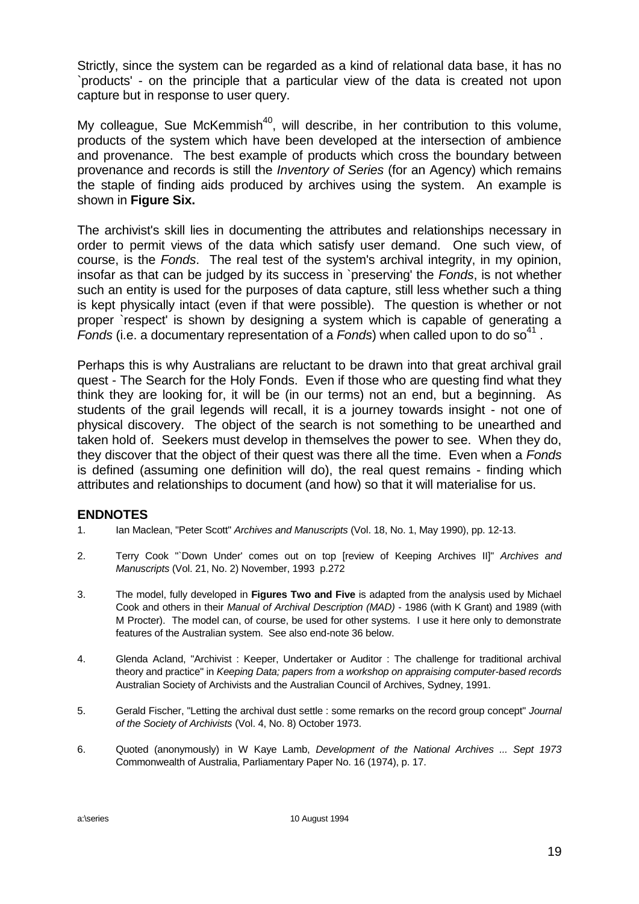Strictly, since the system can be regarded as a kind of relational data base, it has no `products' - on the principle that a particular view of the data is created not upon capture but in response to user query.

My colleague, Sue McKemmish[40], will describe, in her contribution to this volume, products of the system which have been developed at the intersection of ambience and provenance. The best example of products which cross the boundary between provenance and records is still the *Inventory of Series* (for an Agency) which remains the staple of finding aids produced by archives using the system. An example is shown in **Figure Six.**

The archivist's skill lies in documenting the attributes and relationships necessary in order to permit views of the data which satisfy user demand. One such view, of course, is the *Fonds*. The real test of the system's archival integrity, in my opinion, insofar as that can be judged by its success in `preserving' the *Fonds*, is not whether such an entity is used for the purposes of data capture, still less whether such a thing is kept physically intact (even if that were possible). The question is whether or not proper `respect' is shown by designing a system which is capable of generating a *Fonds* (i.e. a documentary representation of a *Fonds*) when called upon to do so[41] .

Perhaps this is why Australians are reluctant to be drawn into that great archival grail quest - The Search for the Holy Fonds. Even if those who are questing find what they think they are looking for, it will be (in our terms) not an end, but a beginning. As students of the grail legends will recall, it is a journey towards insight - not one of physical discovery. The object of the search is not something to be unearthed and taken hold of. Seekers must develop in themselves the power to see. When they do, they discover that the object of their quest was there all the time. Even when a *Fonds* is defined (assuming one definition will do), the real quest remains - finding which attributes and relationships to document (and how) so that it will materialise for us.

## ENDNOTES

1. Ian Maclean, "Peter Scott" *Archives and Manuscripts* (Vol. 18, No. 1, May 1990), pp. 12-13.

2. Terry Cook "`Down Under' comes out on top [review of Keeping Archives II]" *Archives and Manuscripts* (Vol. 21, No. 2) November, 1993 p.272

3. The model, fully developed in **Figures Two and Five** is adapted from the analysis used by Michael Cook and others in their *Manual of Archival Description (MAD)* - 1986 (with K Grant) and 1989 (with M Procter). The model can, of course, be used for other systems. I use it here only to demonstrate features of the Australian system. See also end-note 36 below.

4. Glenda Acland, "Archivist : Keeper, Undertaker or Auditor : The challenge for traditional archival theory and practice" in *Keeping Data; papers from a workshop on appraising computer-based records* Australian Society of Archivists and the Australian Council of Archives, Sydney, 1991.

5. Gerald Fischer, "Letting the archival dust settle : some remarks on the record group concept" *Journal of the Society of Archivists* (Vol. 4, No. 8) October 1973.

6. Quoted (anonymously) in W Kaye Lamb, *Development of the National Archives ... Sept 1973* Commonwealth of Australia, Parliamentary Paper No. 16 (1974), p. 17.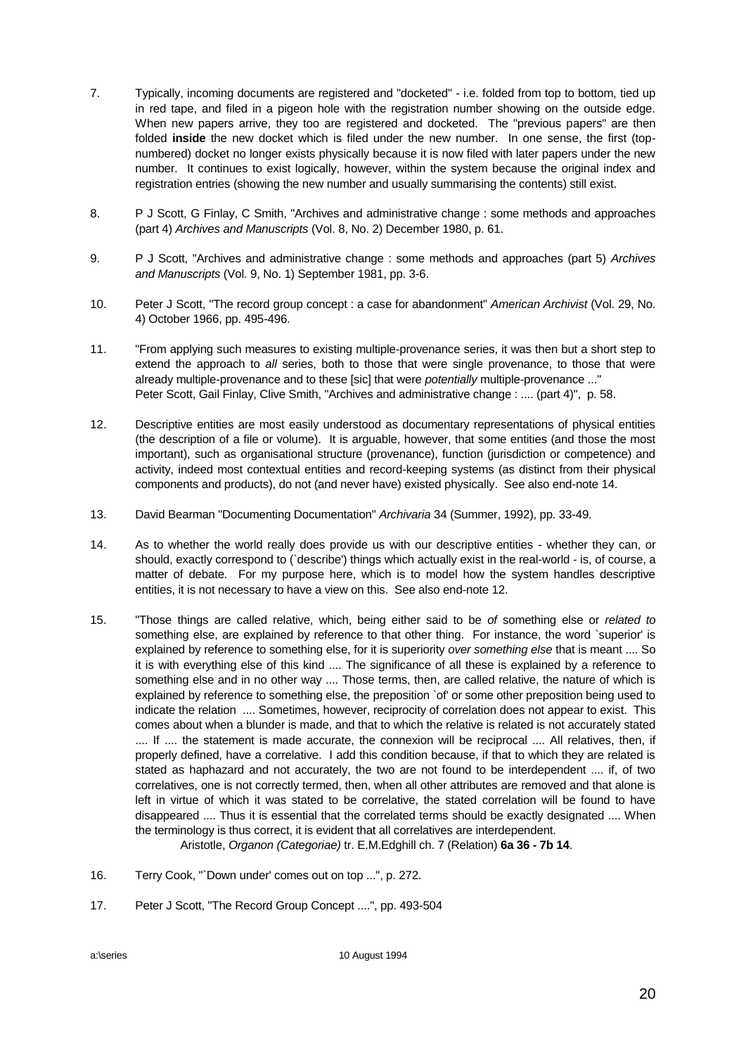7. Typically, incoming documents are registered and "docketed" - i.e. folded from top to bottom, tied up in red tape, and filed in a pigeon hole with the registration number showing on the outside edge. When new papers arrive, they too are registered and docketed. The "previous papers" are then folded **inside** the new docket which is filed under the new number. In one sense, the first (top-numbered) docket no longer exists physically because it is now filed with later papers under the new number. It continues to exist logically, however, within the system because the original index and registration entries (showing the new number and usually summarising the contents) still exist.

8. P J Scott, G Finlay, C Smith, "Archives and administrative change : some methods and approaches (part 4) *Archives and Manuscripts* (Vol. 8, No. 2) December 1980, p. 61.

9. P J Scott, "Archives and administrative change : some methods and approaches (part 5) *Archives and Manuscripts* (Vol. 9, No. 1) September 1981, pp. 3-6.

10. Peter J Scott, "The record group concept : a case for abandonment" *American Archivist* (Vol. 29, No. 4) October 1966, pp. 495-496.

11. "From applying such measures to existing multiple-provenance series, it was then but a short step to extend the approach to *all* series, both to those that were single provenance, to those that were already multiple-provenance and to these [sic] that were *potentially* multiple-provenance ..."
Peter Scott, Gail Finlay, Clive Smith, "Archives and administrative change : .... (part 4)", p. 58.

12. Descriptive entities are most easily understood as documentary representations of physical entities (the description of a file or volume). It is arguable, however, that some entities (and those the most important), such as organisational structure (provenance), function (jurisdiction or competence) and activity, indeed most contextual entities and record-keeping systems (as distinct from their physical components and products), do not (and never have) existed physically. See also end-note 14.

13. David Bearman "Documenting Documentation" *Archivaria* 34 (Summer, 1992), pp. 33-49.

14. As to whether the world really does provide us with our descriptive entities - whether they can, or should, exactly correspond to (`describe') things which actually exist in the real-world - is, of course, a matter of debate. For my purpose here, which is to model how the system handles descriptive entities, it is not necessary to have a view on this. See also end-note 12.

15. "Those things are called relative, which, being either said to be *of* something else or *related to* something else, are explained by reference to that other thing. For instance, the word `superior' is explained by reference to something else, for it is superiority *over something else* that is meant .... So it is with everything else of this kind .... The significance of all these is explained by a reference to something else and in no other way .... Those terms, then, are called relative, the nature of which is explained by reference to something else, the preposition `of' or some other preposition being used to indicate the relation .... Sometimes, however, reciprocity of correlation does not appear to exist. This comes about when a blunder is made, and that to which the relative is related is not accurately stated .... If .... the statement is made accurate, the connexion will be reciprocal .... All relatives, then, if properly defined, have a correlative. I add this condition because, if that to which they are related is stated as haphazard and not accurately, the two are not found to be interdependent .... if, of two correlatives, one is not correctly termed, then, when all other attributes are removed and that alone is left in virtue of which it was stated to be correlative, the stated correlation will be found to have disappeared .... Thus it is essential that the correlated terms should be exactly designated .... When the terminology is thus correct, it is evident that all correlatives are interdependent.
Aristotle, *Organon (Categoriae)* tr. E.M.Edghill ch. 7 (Relation) **6a 36 - 7b 14**.

16. Terry Cook, "`Down under' comes out on top ...", p. 272.

17. Peter J Scott, "The Record Group Concept ....", pp. 493-504

a:\series 10 August 1994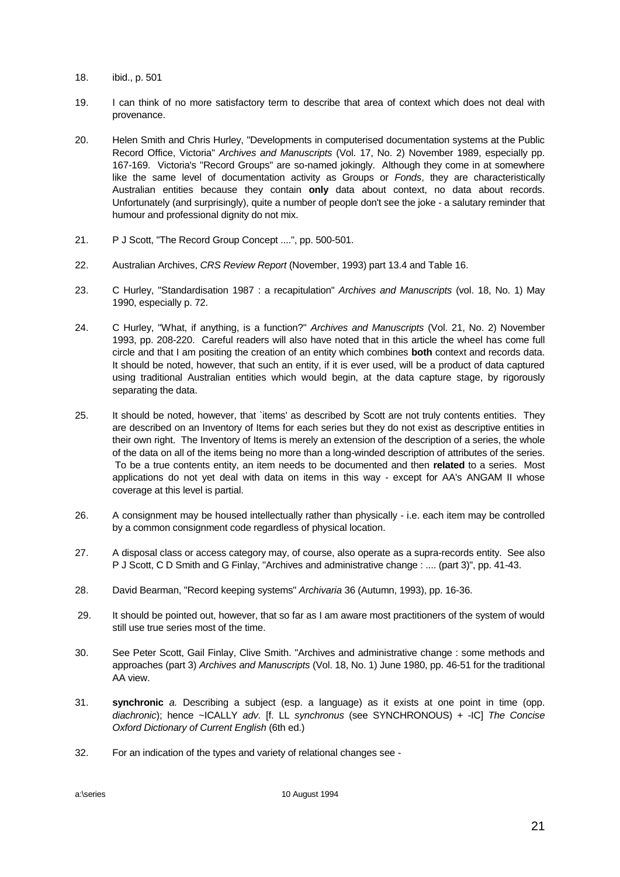18. ibid., p. 501

19. I can think of no more satisfactory term to describe that area of context which does not deal with provenance.

20. Helen Smith and Chris Hurley, "Developments in computerised documentation systems at the Public Record Office, Victoria" *Archives and Manuscripts* (Vol. 17, No. 2) November 1989, especially pp. 167-169. Victoria's "Record Groups" are so-named jokingly. Although they come in at somewhere like the same level of documentation activity as Groups or *Fonds*, they are characteristically Australian entities because they contain **only** data about context, no data about records. Unfortunately (and surprisingly), quite a number of people don't see the joke - a salutary reminder that humour and professional dignity do not mix.

21. P J Scott, "The Record Group Concept ....", pp. 500-501.

22. Australian Archives, *CRS Review Report* (November, 1993) part 13.4 and Table 16.

23. C Hurley, "Standardisation 1987 : a recapitulation" *Archives and Manuscripts* (vol. 18, No. 1) May 1990, especially p. 72.

24. C Hurley, "What, if anything, is a function?" *Archives and Manuscripts* (Vol. 21, No. 2) November 1993, pp. 208-220. Careful readers will also have noted that in this article the wheel has come full circle and that I am positing the creation of an entity which combines **both** context and records data. It should be noted, however, that such an entity, if it is ever used, will be a product of data captured using traditional Australian entities which would begin, at the data capture stage, by rigorously separating the data.

25. It should be noted, however, that `items' as described by Scott are not truly contents entities. They are described on an Inventory of Items for each series but they do not exist as descriptive entities in their own right. The Inventory of Items is merely an extension of the description of a series, the whole of the data on all of the items being no more than a long-winded description of attributes of the series. To be a true contents entity, an item needs to be documented and then **related** to a series. Most applications do not yet deal with data on items in this way - except for AA's ANGAM II whose coverage at this level is partial.

26. A consignment may be housed intellectually rather than physically - i.e. each item may be controlled by a common consignment code regardless of physical location.

27. A disposal class or access category may, of course, also operate as a supra-records entity. See also P J Scott, C D Smith and G Finlay, "Archives and administrative change : .... (part 3)", pp. 41-43.

28. David Bearman, "Record keeping systems" *Archivaria* 36 (Autumn, 1993), pp. 16-36.

29. It should be pointed out, however, that so far as I am aware most practitioners of the system of would still use true series most of the time.

30. See Peter Scott, Gail Finlay, Clive Smith. "Archives and administrative change : some methods and approaches (part 3) *Archives and Manuscripts* (Vol. 18, No. 1) June 1980, pp. 46-51 for the traditional AA view.

31. **synchronic** *a.* Describing a subject (esp. a language) as it exists at one point in time (opp. *diachronic*); hence ~ICALLY *adv.* [f. LL *synchronus* (see SYNCHRONOUS) + -IC] *The Concise Oxford Dictionary of Current English* (6th ed.)

32. For an indication of the types and variety of relational changes see -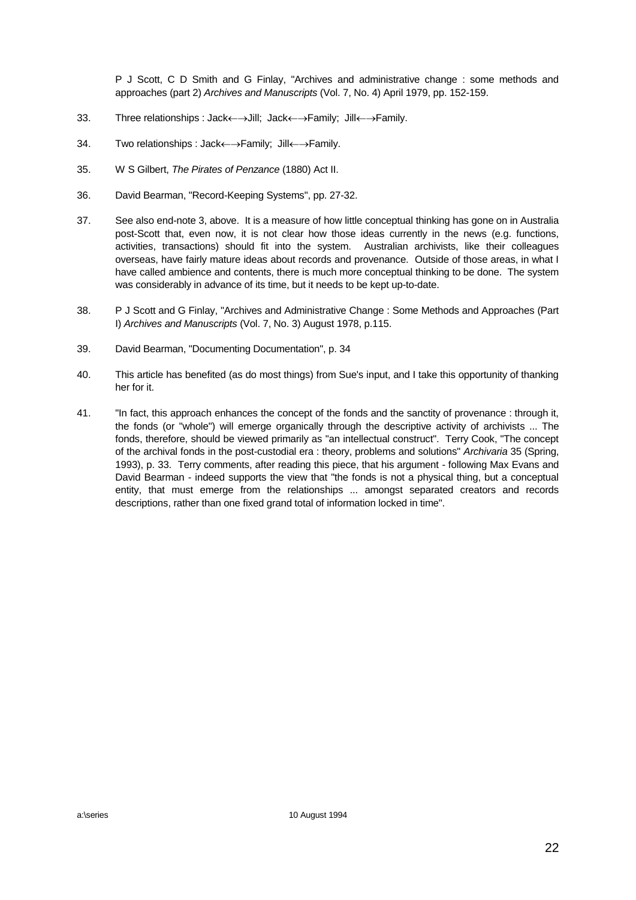P J Scott, C D Smith and G Finlay, "Archives and administrative change : some methods and approaches (part 2) *Archives and Manuscripts* (Vol. 7, No. 4) April 1979, pp. 152-159.

33. Three relationships : Jack←→Jill; Jack←→Family; Jill←→Family.

34. Two relationships : Jack←→Family; Jill←→Family.

35. W S Gilbert, *The Pirates of Penzance* (1880) Act II.

36. David Bearman, "Record-Keeping Systems", pp. 27-32.

37. See also end-note 3, above. It is a measure of how little conceptual thinking has gone on in Australia post-Scott that, even now, it is not clear how those ideas currently in the news (e.g. functions, activities, transactions) should fit into the system. Australian archivists, like their colleagues overseas, have fairly mature ideas about records and provenance. Outside of those areas, in what I have called ambience and contents, there is much more conceptual thinking to be done. The system was considerably in advance of its time, but it needs to be kept up-to-date.

38. P J Scott and G Finlay, "Archives and Administrative Change : Some Methods and Approaches (Part I) *Archives and Manuscripts* (Vol. 7, No. 3) August 1978, p.115.

39. David Bearman, "Documenting Documentation", p. 34

40. This article has benefited (as do most things) from Sue's input, and I take this opportunity of thanking her for it.

41. "In fact, this approach enhances the concept of the fonds and the sanctity of provenance : through it, the fonds (or "whole") will emerge organically through the descriptive activity of archivists ... The fonds, therefore, should be viewed primarily as "an intellectual construct". Terry Cook, "The concept of the archival fonds in the post-custodial era : theory, problems and solutions" *Archivaria* 35 (Spring, 1993), p. 33. Terry comments, after reading this piece, that his argument - following Max Evans and David Bearman - indeed supports the view that "the fonds is not a physical thing, but a conceptual entity, that must emerge from the relationships ... amongst separated creators and records descriptions, rather than one fixed grand total of information locked in time".

a:\series 10 August 1994